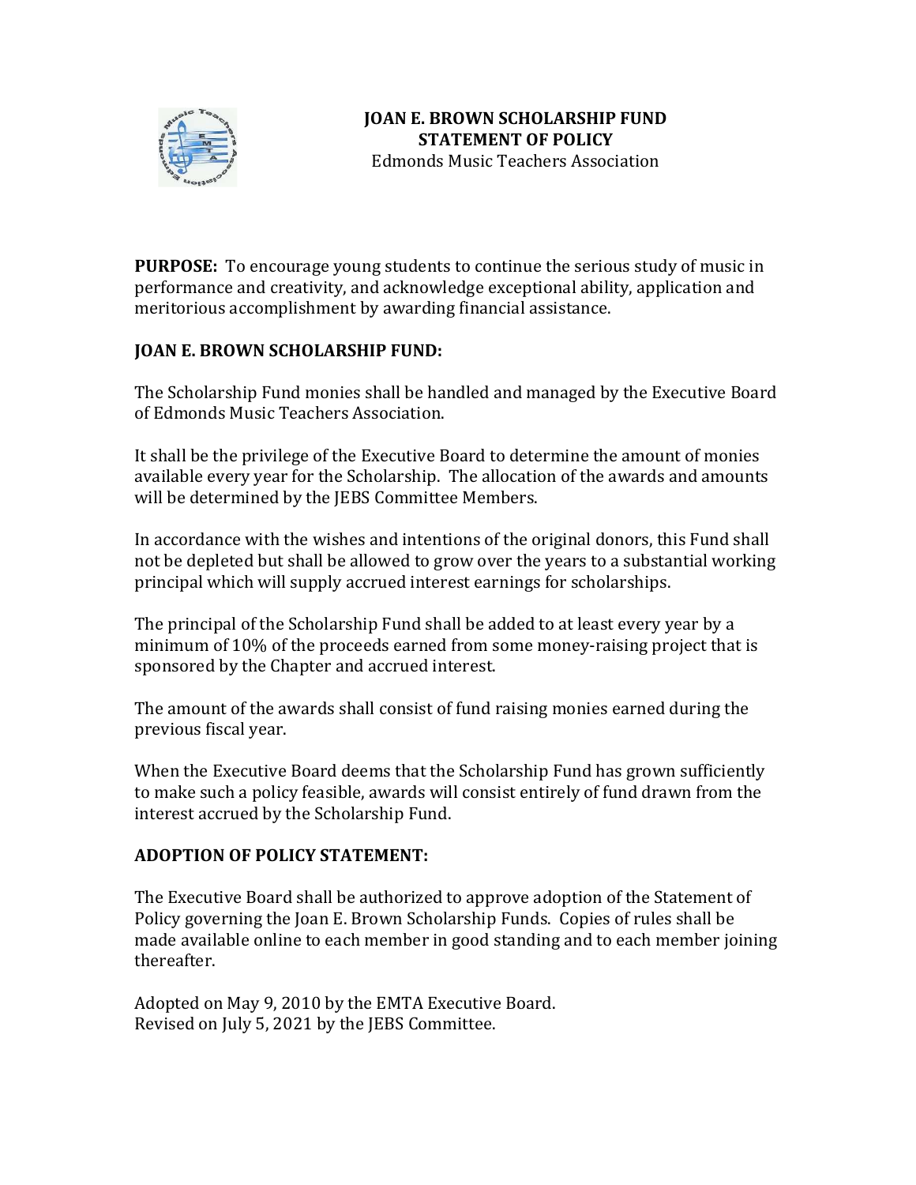# JOAN E. BROWN SCHOLARSHIP FUND
## STATEMENT OF POLICY
Edmonds Music Teachers Association

**PURPOSE:** To encourage young students to continue the serious study of music in performance and creativity, and acknowledge exceptional ability, application and meritorious accomplishment by awarding financial assistance.

**JOAN E. BROWN SCHOLARSHIP FUND:**

The Scholarship Fund monies shall be handled and managed by the Executive Board of Edmonds Music Teachers Association.

It shall be the privilege of the Executive Board to determine the amount of monies available every year for the Scholarship. The allocation of the awards and amounts will be determined by the JEBS Committee Members.

In accordance with the wishes and intentions of the original donors, this Fund shall not be depleted but shall be allowed to grow over the years to a substantial working principal which will supply accrued interest earnings for scholarships.

The principal of the Scholarship Fund shall be added to at least every year by a minimum of 10% of the proceeds earned from some money-raising project that is sponsored by the Chapter and accrued interest.

The amount of the awards shall consist of fund raising monies earned during the previous fiscal year.

When the Executive Board deems that the Scholarship Fund has grown sufficiently to make such a policy feasible, awards will consist entirely of fund drawn from the interest accrued by the Scholarship Fund.

**ADOPTION OF POLICY STATEMENT:**

The Executive Board shall be authorized to approve adoption of the Statement of Policy governing the Joan E. Brown Scholarship Funds. Copies of rules shall be made available online to each member in good standing and to each member joining thereafter.

Adopted on May 9, 2010 by the EMTA Executive Board.
Revised on July 5, 2021 by the JEBS Committee.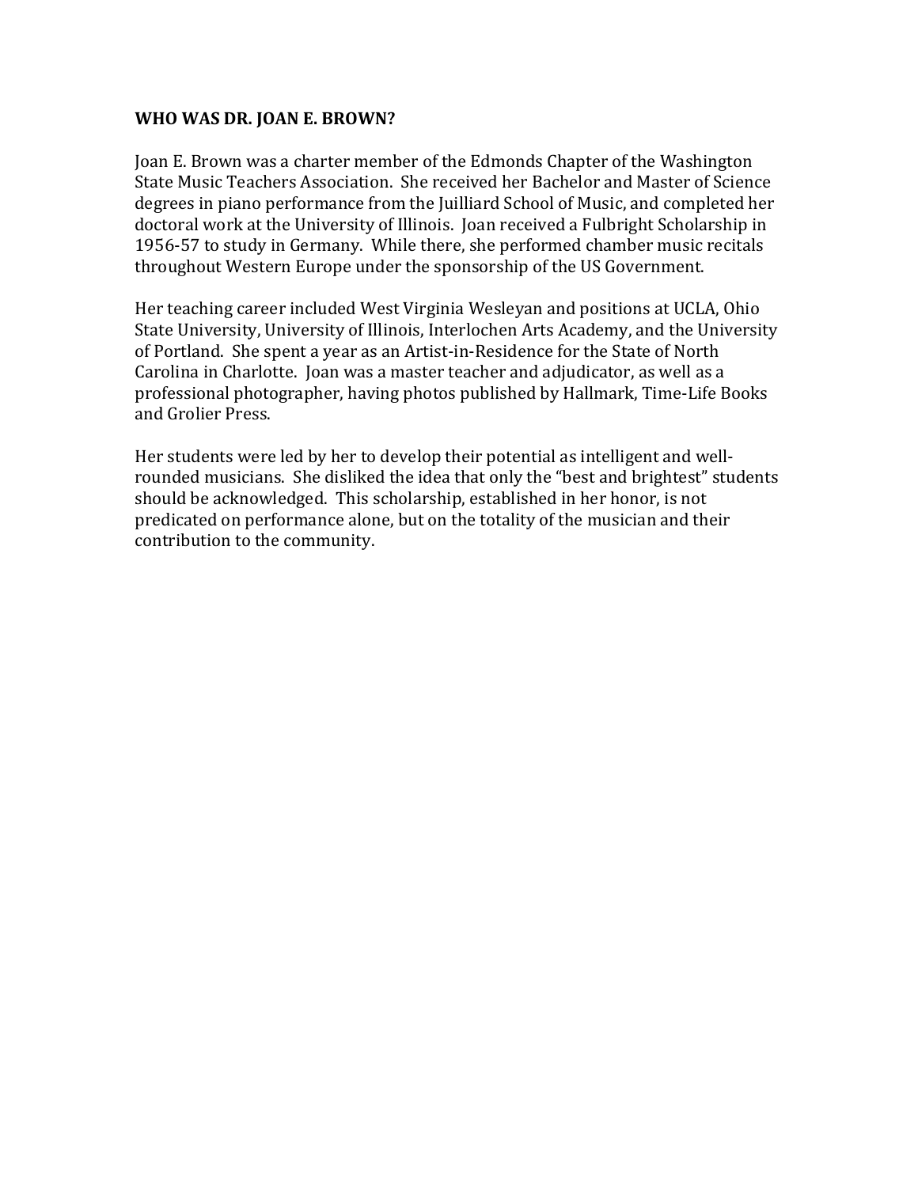## WHO WAS DR. JOAN E. BROWN?

Joan E. Brown was a charter member of the Edmonds Chapter of the Washington State Music Teachers Association. She received her Bachelor and Master of Science degrees in piano performance from the Juilliard School of Music, and completed her doctoral work at the University of Illinois. Joan received a Fulbright Scholarship in 1956-57 to study in Germany. While there, she performed chamber music recitals throughout Western Europe under the sponsorship of the US Government.

Her teaching career included West Virginia Wesleyan and positions at UCLA, Ohio State University, University of Illinois, Interlochen Arts Academy, and the University of Portland. She spent a year as an Artist-in-Residence for the State of North Carolina in Charlotte. Joan was a master teacher and adjudicator, as well as a professional photographer, having photos published by Hallmark, Time-Life Books and Grolier Press.

Her students were led by her to develop their potential as intelligent and well-rounded musicians. She disliked the idea that only the "best and brightest" students should be acknowledged. This scholarship, established in her honor, is not predicated on performance alone, but on the totality of the musician and their contribution to the community.